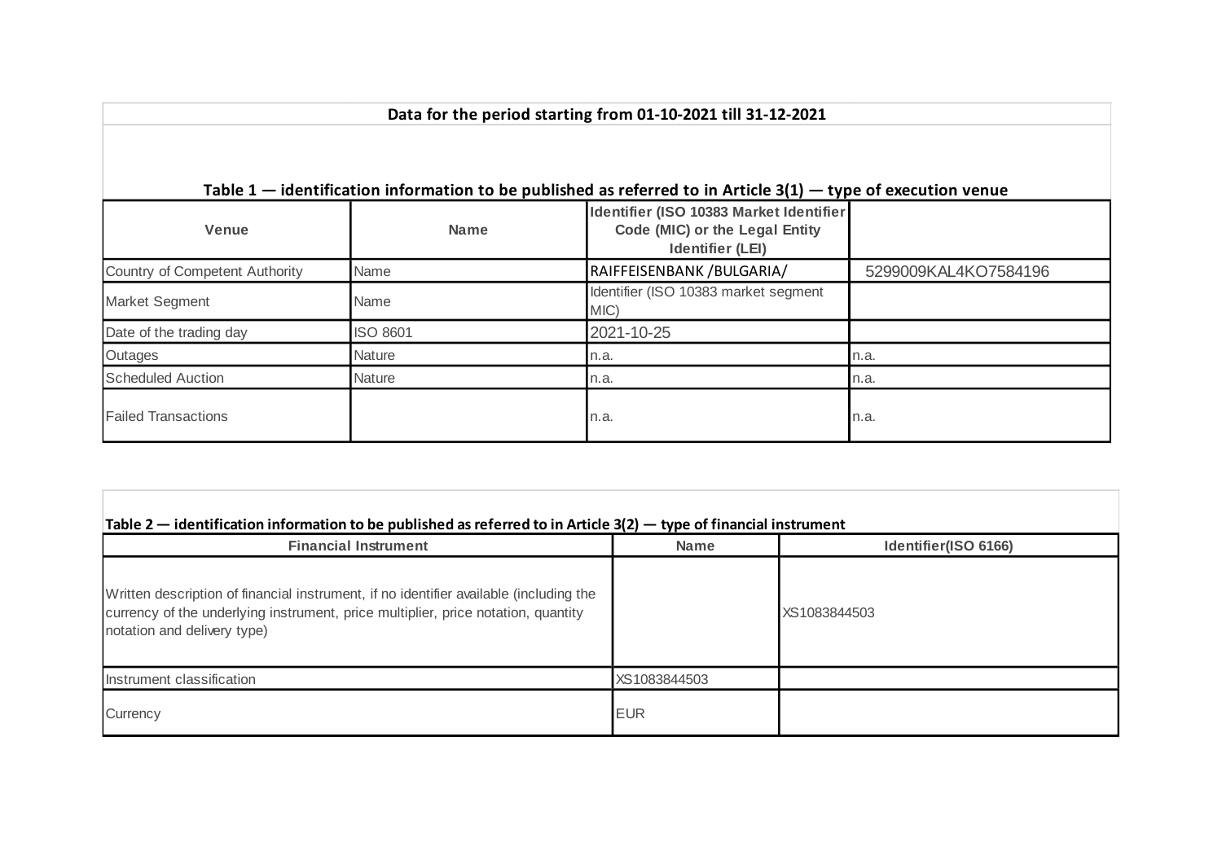**Data for the period starting from 01-10-2021 till 31-12-2021**

**Table 1 — identification information to be published as referred to in Article 3(1) — type of execution venue**

| Venue | Name | Identifier (ISO 10383 Market Identifier Code (MIC) or the Legal Entity Identifier (LEI) | |
|---|---|---|---|
| Country of Competent Authority | Name | RAIFFEISENBANK /BULGARIA/ | 5299009KAL4KO7584196 |
| Market Segment | Name | Identifier (ISO 10383 market segment MIC) | |
| Date of the trading day | ISO 8601 | 2021-10-25 | |
| Outages | Nature | n.a. | n.a. |
| Scheduled Auction | Nature | n.a. | n.a. |
| Failed Transactions | | n.a. | n.a. |

**Table 2 — identification information to be published as referred to in Article 3(2) — type of financial instrument**

| Financial Instrument | Name | Identifier(ISO 6166) |
|---|---|---|
| Written description of financial instrument, if no identifier available (including the currency of the underlying instrument, price multiplier, price notation, quantity notation and delivery type) | | XS1083844503 |
| Instrument classification | XS1083844503 | |
| Currency | EUR | |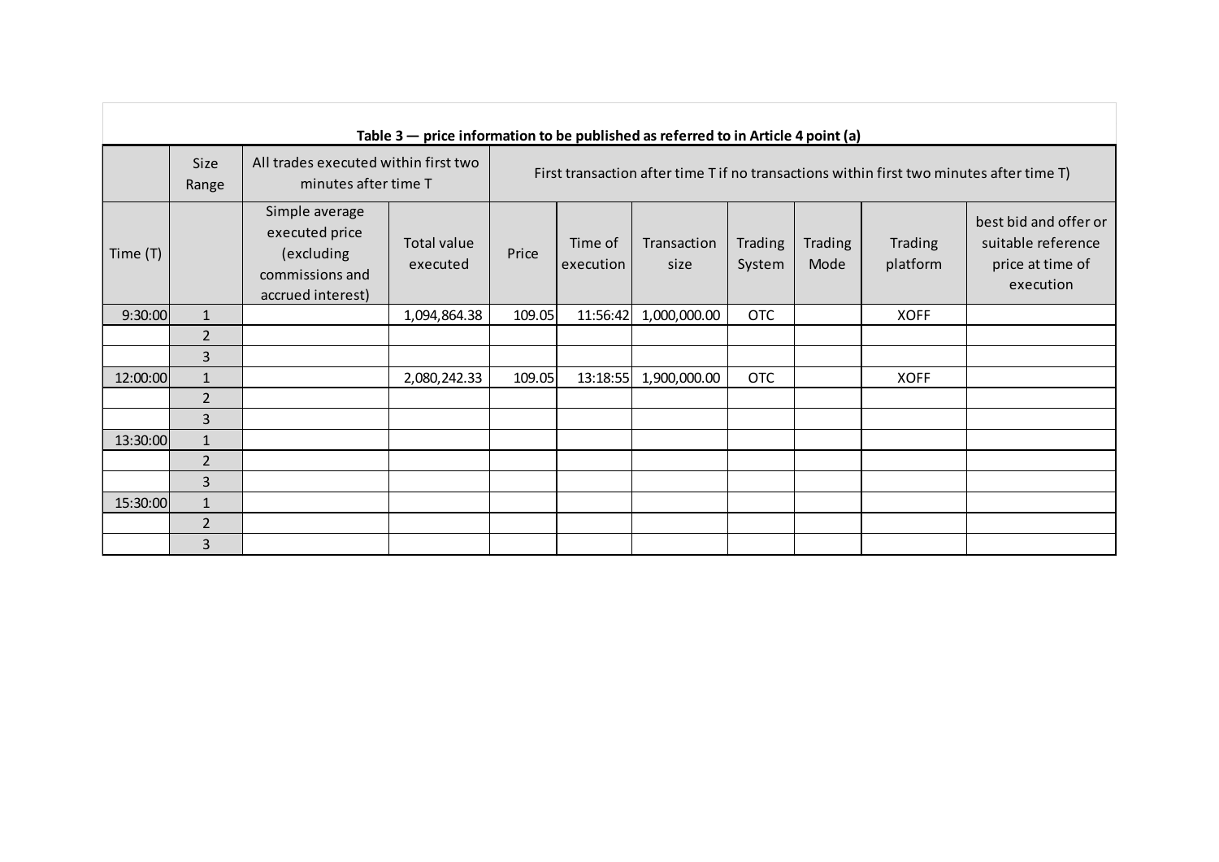**Table 3 — price information to be published as referred to in Article 4 point (a)**

| | Size Range | All trades executed within first two minutes after time T | | First transaction after time T if no transactions within first two minutes after time T) | | | | | | |
|---|---|---|---|---|---|---|---|---|---|---|
| Time (T) | | Simple average executed price (excluding commissions and accrued interest) | Total value executed | Price | Time of execution | Transaction size | Trading System | Trading Mode | Trading platform | best bid and offer or suitable reference price at time of execution |
| 9:30:00 | 1 | | 1,094,864.38 | 109.05 | 11:56:42 | 1,000,000.00 | OTC | | XOFF | |
| | 2 | | | | | | | | | |
| | 3 | | | | | | | | | |
| 12:00:00 | 1 | | 2,080,242.33 | 109.05 | 13:18:55 | 1,900,000.00 | OTC | | XOFF | |
| | 2 | | | | | | | | | |
| | 3 | | | | | | | | | |
| 13:30:00 | 1 | | | | | | | | | |
| | 2 | | | | | | | | | |
| | 3 | | | | | | | | | |
| 15:30:00 | 1 | | | | | | | | | |
| | 2 | | | | | | | | | |
| | 3 | | | | | | | | | |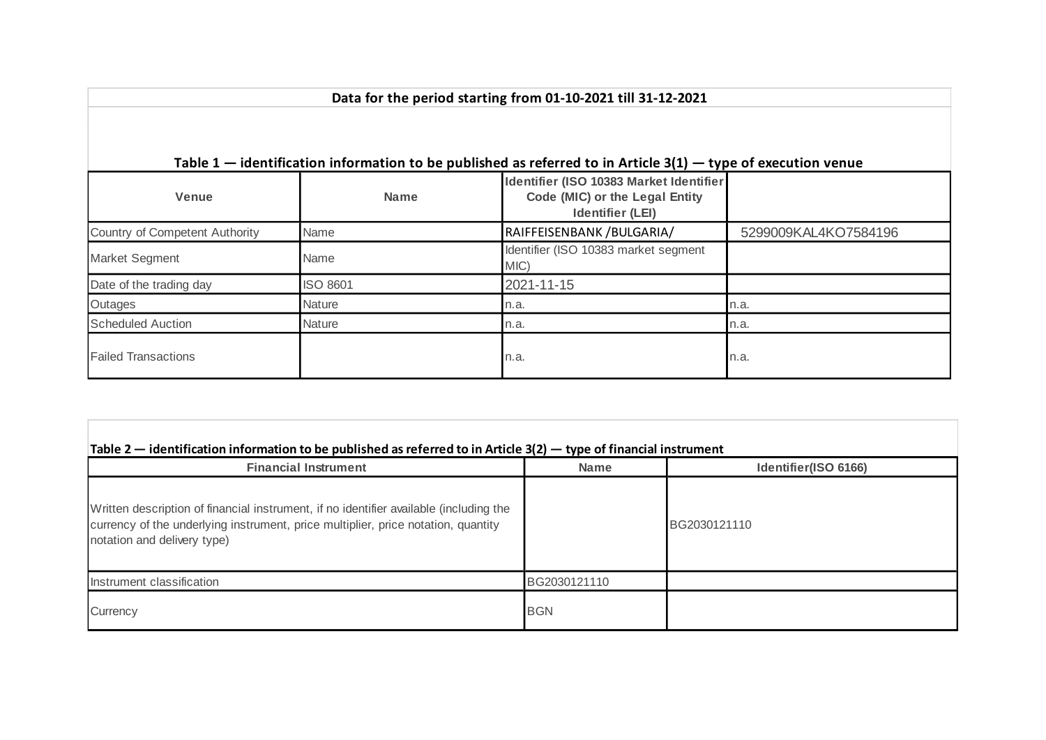**Data for the period starting from 01-10-2021 till 31-12-2021**

**Table 1 — identification information to be published as referred to in Article 3(1) — type of execution venue**

| Venue | Name | Identifier (ISO 10383 Market Identifier Code (MIC) or the Legal Entity Identifier (LEI) | |
|---|---|---|---|
| Country of Competent Authority | Name | RAIFFEISENBANK /BULGARIA/ | 5299009KAL4KO7584196 |
| Market Segment | Name | Identifier (ISO 10383 market segment MIC) | |
| Date of the trading day | ISO 8601 | 2021-11-15 | |
| Outages | Nature | n.a. | n.a. |
| Scheduled Auction | Nature | n.a. | n.a. |
| Failed Transactions | | n.a. | n.a. |

**Table 2 — identification information to be published as referred to in Article 3(2) — type of financial instrument**

| Financial Instrument | Name | Identifier(ISO 6166) |
|---|---|---|
| Written description of financial instrument, if no identifier available (including the currency of the underlying instrument, price multiplier, price notation, quantity notation and delivery type) | | BG2030121110 |
| Instrument classification | BG2030121110 | |
| Currency | BGN | |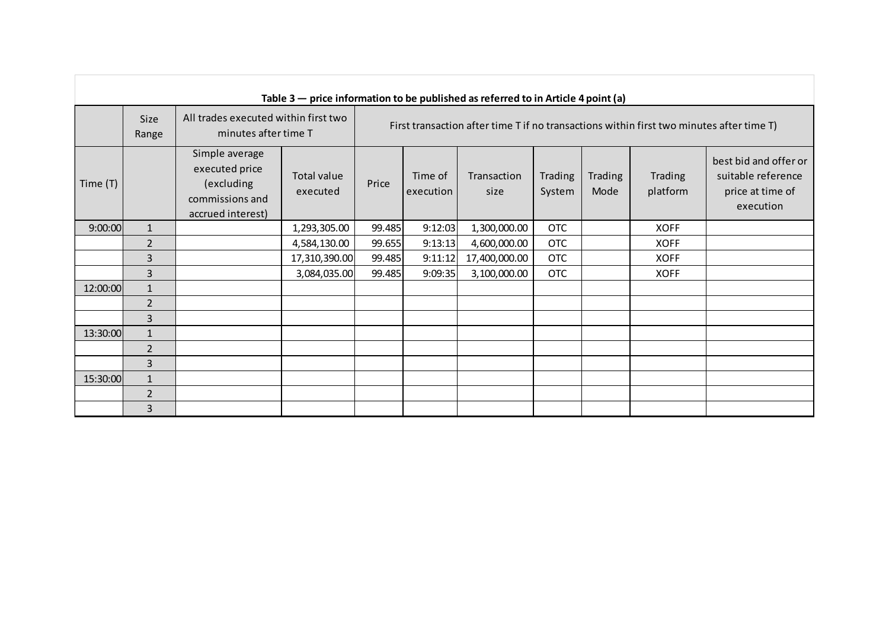**Table 3 — price information to be published as referred to in Article 4 point (a)**

| | Size Range | All trades executed within first two minutes after time T | | First transaction after time T if no transactions within first two minutes after time T) | | | | | | |
|---|---|---|---|---|---|---|---|---|---|---|
| Time (T) | | Simple average executed price (excluding commissions and accrued interest) | Total value executed | Price | Time of execution | Transaction size | Trading System | Trading Mode | Trading platform | best bid and offer or suitable reference price at time of execution |
| 9:00:00 | 1 | | 1,293,305.00 | 99.485 | 9:12:03 | 1,300,000.00 | OTC | | XOFF | |
| | 2 | | 4,584,130.00 | 99.655 | 9:13:13 | 4,600,000.00 | OTC | | XOFF | |
| | 3 | | 17,310,390.00 | 99.485 | 9:11:12 | 17,400,000.00 | OTC | | XOFF | |
| | 3 | | 3,084,035.00 | 99.485 | 9:09:35 | 3,100,000.00 | OTC | | XOFF | |
| 12:00:00 | 1 | | | | | | | | | |
| | 2 | | | | | | | | | |
| | 3 | | | | | | | | | |
| 13:30:00 | 1 | | | | | | | | | |
| | 2 | | | | | | | | | |
| | 3 | | | | | | | | | |
| 15:30:00 | 1 | | | | | | | | | |
| | 2 | | | | | | | | | |
| | 3 | | | | | | | | | |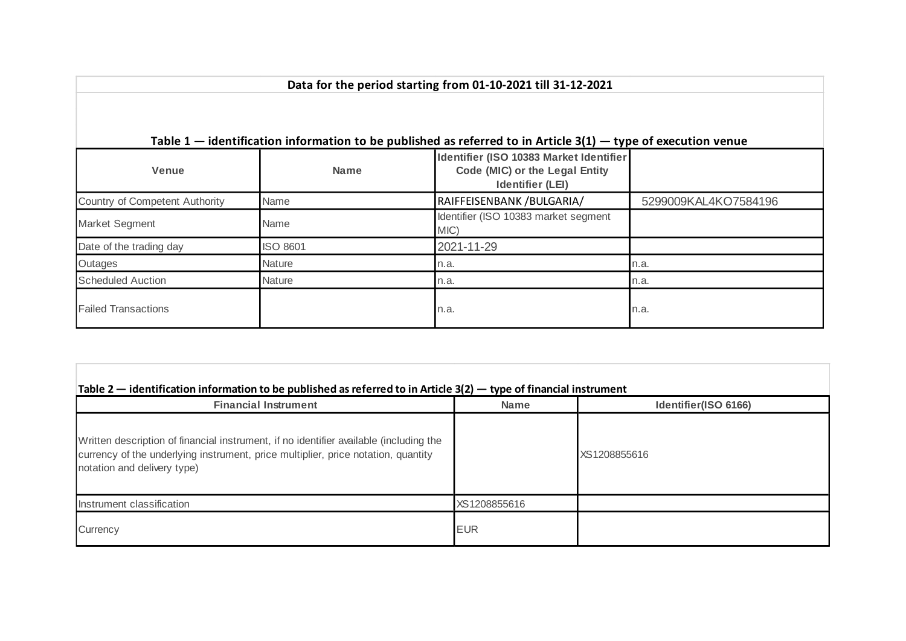**Data for the period starting from 01-10-2021 till 31-12-2021**

**Table 1 — identification information to be published as referred to in Article 3(1) — type of execution venue**

| Venue | Name | Identifier (ISO 10383 Market Identifier Code (MIC) or the Legal Entity Identifier (LEI) | |
|---|---|---|---|
| Country of Competent Authority | Name | RAIFFEISENBANK /BULGARIA/ | 5299009KAL4KO7584196 |
| Market Segment | Name | Identifier (ISO 10383 market segment MIC) | |
| Date of the trading day | ISO 8601 | 2021-11-29 | |
| Outages | Nature | n.a. | n.a. |
| Scheduled Auction | Nature | n.a. | n.a. |
| Failed Transactions | | n.a. | n.a. |

**Table 2 — identification information to be published as referred to in Article 3(2) — type of financial instrument**

| Financial Instrument | Name | Identifier(ISO 6166) |
|---|---|---|
| Written description of financial instrument, if no identifier available (including the currency of the underlying instrument, price multiplier, price notation, quantity notation and delivery type) | | XS1208855616 |
| Instrument classification | XS1208855616 | |
| Currency | EUR | |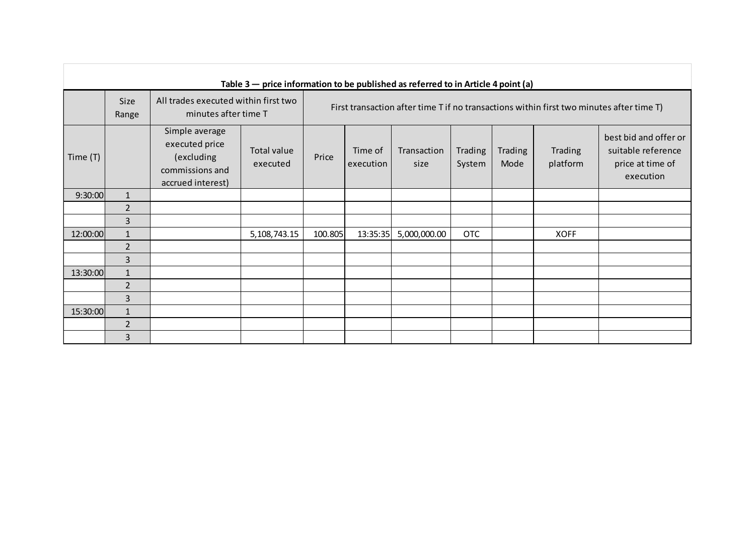**Table 3 — price information to be published as referred to in Article 4 point (a)**

| | Size Range | All trades executed within first two minutes after time T | | First transaction after time T if no transactions within first two minutes after time T) | | | | | | |
|---|---|---|---|---|---|---|---|---|---|---|
| Time (T) | | Simple average executed price (excluding commissions and accrued interest) | Total value executed | Price | Time of execution | Transaction size | Trading System | Trading Mode | Trading platform | best bid and offer or suitable reference price at time of execution |
| 9:30:00 | 1 | | | | | | | | | |
| | 2 | | | | | | | | | |
| | 3 | | | | | | | | | |
| 12:00:00 | 1 | | 5,108,743.15 | 100.805 | 13:35:35 | 5,000,000.00 | OTC | | XOFF | |
| | 2 | | | | | | | | | |
| | 3 | | | | | | | | | |
| 13:30:00 | 1 | | | | | | | | | |
| | 2 | | | | | | | | | |
| | 3 | | | | | | | | | |
| 15:30:00 | 1 | | | | | | | | | |
| | 2 | | | | | | | | | |
| | 3 | | | | | | | | | |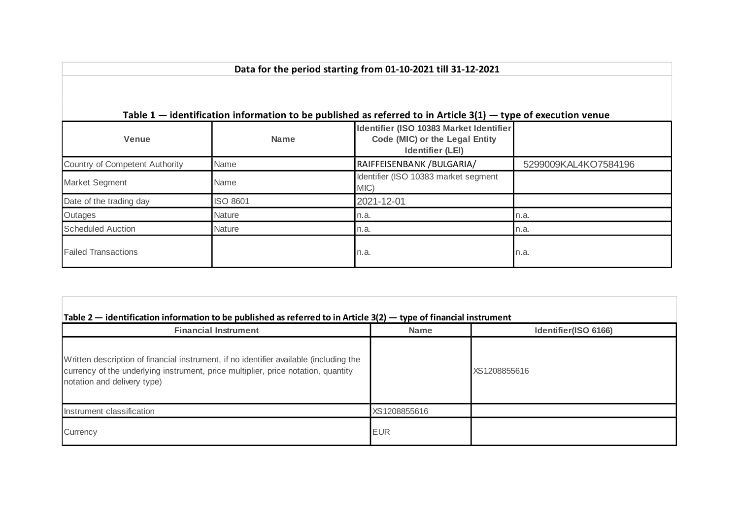**Data for the period starting from 01-10-2021 till 31-12-2021**

**Table 1 — identification information to be published as referred to in Article 3(1) — type of execution venue**

| Venue | Name | Identifier (ISO 10383 Market Identifier Code (MIC) or the Legal Entity Identifier (LEI) | |
|---|---|---|---|
| Country of Competent Authority | Name | RAIFFEISENBANK /BULGARIA/ | 5299009KAL4KO7584196 |
| Market Segment | Name | Identifier (ISO 10383 market segment MIC) | |
| Date of the trading day | ISO 8601 | 2021-12-01 | |
| Outages | Nature | n.a. | n.a. |
| Scheduled Auction | Nature | n.a. | n.a. |
| Failed Transactions | | n.a. | n.a. |

**Table 2 — identification information to be published as referred to in Article 3(2) — type of financial instrument**

| Financial Instrument | Name | Identifier(ISO 6166) |
|---|---|---|
| Written description of financial instrument, if no identifier available (including the currency of the underlying instrument, price multiplier, price notation, quantity notation and delivery type) | | XS1208855616 |
| Instrument classification | XS1208855616 | |
| Currency | EUR | |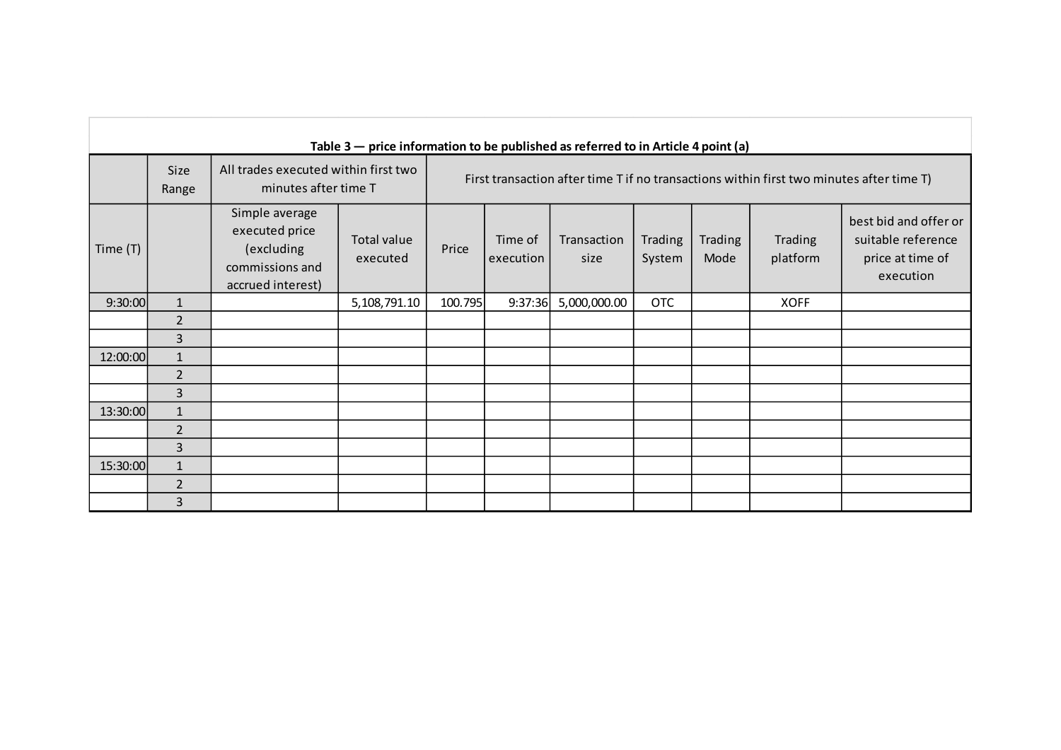**Table 3 — price information to be published as referred to in Article 4 point (a)**

| | Size Range | All trades executed within first two minutes after time T | | First transaction after time T if no transactions within first two minutes after time T) | | | | | | |
|---|---|---|---|---|---|---|---|---|---|---|
| Time (T) | | Simple average executed price (excluding commissions and accrued interest) | Total value executed | Price | Time of execution | Transaction size | Trading System | Trading Mode | Trading platform | best bid and offer or suitable reference price at time of execution |
| 9:30:00 | 1 | | 5,108,791.10 | 100.795 | 9:37:36 | 5,000,000.00 | OTC | | XOFF | |
| | 2 | | | | | | | | | |
| | 3 | | | | | | | | | |
| 12:00:00 | 1 | | | | | | | | | |
| | 2 | | | | | | | | | |
| | 3 | | | | | | | | | |
| 13:30:00 | 1 | | | | | | | | | |
| | 2 | | | | | | | | | |
| | 3 | | | | | | | | | |
| 15:30:00 | 1 | | | | | | | | | |
| | 2 | | | | | | | | | |
| | 3 | | | | | | | | | |